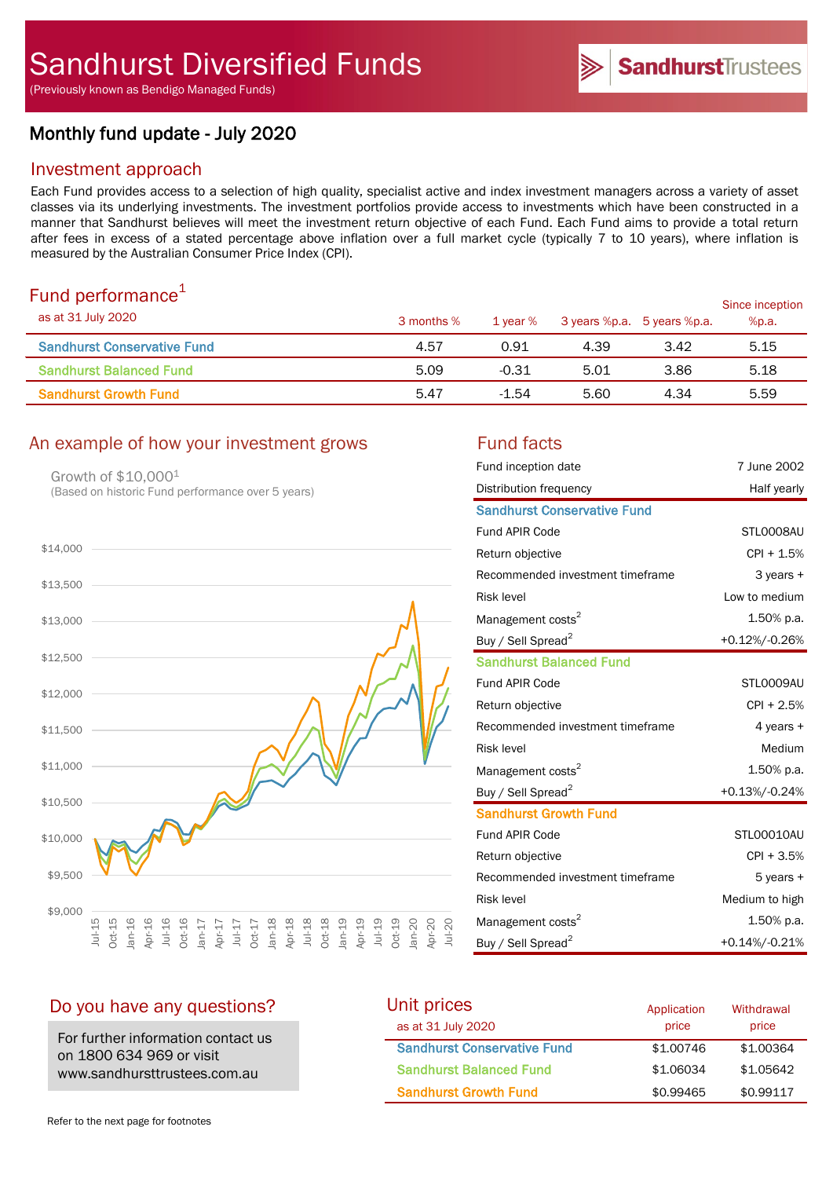# Sandhurst Diversified Funds

(Previously known as Bendigo Managed Funds)

SandhurstTrustees

## Monthly fund update - July 2020

## Investment approach

Each Fund provides access to a selection of high quality, specialist active and index investment managers across a variety of asset classes via its underlying investments. The investment portfolios provide access to investments which have been constructed in a manner that Sandhurst believes will meet the investment return objective of each Fund. Each Fund aims to provide a total return after fees in excess of a stated percentage above inflation over a full market cycle (typically 7 to 10 years), where inflation is measured by the Australian Consumer Price Index (CPI).

## Fund performance[1]

as at 31 July 2020

| | 3 months % | 1 year % | 3 years %p.a. | 5 years %p.a. | Since inception %p.a. |
|---|---|---|---|---|---|
| Sandhurst Conservative Fund | 4.57 | 0.91 | 4.39 | 3.42 | 5.15 |
| Sandhurst Balanced Fund | 5.09 | -0.31 | 5.01 | 3.86 | 5.18 |
| Sandhurst Growth Fund | 5.47 | -1.54 | 5.60 | 4.34 | 5.59 |

## An example of how your investment grows

Growth of $10,000[1]
(Based on historic Fund performance over 5 years)

## Fund facts

| | |
|---|---|
| Fund inception date | 7 June 2002 |
| Distribution frequency | Half yearly |
| **Sandhurst Conservative Fund** | |
| Fund APIR Code | STL0008AU |
| Return objective | CPI + 1.5% |
| Recommended investment timeframe | 3 years + |
| Risk level | Low to medium |
| Management costs[2] | 1.50% p.a. |
| Buy / Sell Spread[2] | +0.12%/-0.26% |
| **Sandhurst Balanced Fund** | |
| Fund APIR Code | STL0009AU |
| Return objective | CPI + 2.5% |
| Recommended investment timeframe | 4 years + |
| Risk level | Medium |
| Management costs[2] | 1.50% p.a. |
| Buy / Sell Spread[2] | +0.13%/-0.24% |
| **Sandhurst Growth Fund** | |
| Fund APIR Code | STL00010AU |
| Return objective | CPI + 3.5% |
| Recommended investment timeframe | 5 years + |
| Risk level | Medium to high |
| Management costs[2] | 1.50% p.a. |
| Buy / Sell Spread[2] | +0.14%/-0.21% |

## Do you have any questions?

For further information contact us on 1800 634 969 or visit www.sandhursttrustees.com.au

## Unit prices

as at 31 July 2020

| | Application price | Withdrawal price |
|---|---|---|
| Sandhurst Conservative Fund | $1.00746 | $1.00364 |
| Sandhurst Balanced Fund | $1.06034 | $1.05642 |
| Sandhurst Growth Fund | $0.99465 | $0.99117 |

Refer to the next page for footnotes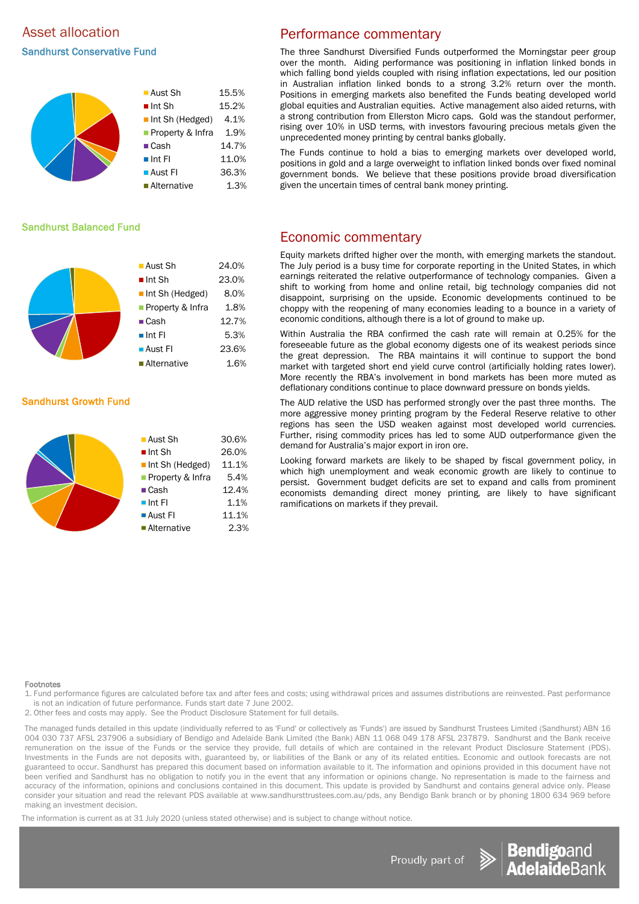## Asset allocation

### Sandhurst Conservative Fund

Aust Sh 15.5%
Int Sh 15.2%
Int Sh (Hedged) 4.1%
Property & Infra 1.9%
Cash 14.7%
Int FI 11.0%
Aust FI 36.3%
Alternative 1.3%

### Sandhurst Balanced Fund

Aust Sh 24.0%
Int Sh 23.0%
Int Sh (Hedged) 8.0%
Property & Infra 5.4%
Cash 12.7%
Int FI 5.3%
Aust FI 23.6%
Alternative 1.6%

### Sandhurst Growth Fund

Aust Sh 30.6%
Int Sh 26.0%
Int Sh (Hedged) 11.1%
Property & Infra 1.8%
Cash 12.4%
Int FI 1.1%
Aust FI 11.1%
Alternative 2.3%

## Performance commentary

The three Sandhurst Diversified Funds outperformed the Morningstar peer group over the month. Aiding performance was positioning in inflation linked bonds in which falling bond yields coupled with rising inflation expectations, led our position in Australian inflation linked bonds to a strong 3.2% return over the month. Positions in emerging markets also benefited the Funds beating developed world global equities and Australian equities. Active management also aided returns, with a strong contribution from Ellerston Micro caps. Gold was the standout performer, rising over 10% in USD terms, with investors favouring precious metals given the unprecedented money printing by central banks globally.

The Funds continue to hold a bias to emerging markets over developed world, positions in gold and a large overweight to inflation linked bonds over fixed nominal government bonds. We believe that these positions provide broad diversification given the uncertain times of central bank money printing.

## Economic commentary

Equity markets drifted higher over the month, with emerging markets the standout. The July period is a busy time for corporate reporting in the United States, in which earnings reiterated the relative outperformance of technology companies. Given a shift to working from home and online retail, big technology companies did not disappoint, surprising on the upside. Economic developments continued to be choppy with the reopening of many economies leading to a bounce in a variety of economic conditions, although there is a lot of ground to make up.

Within Australia the RBA confirmed the cash rate will remain at 0.25% for the foreseeable future as the global economy digests one of its weakest periods since the great depression. The RBA maintains it will continue to support the bond market with targeted short end yield curve control (artificially holding rates lower). More recently the RBA's involvement in bond markets has been more muted as deflationary conditions continue to place downward pressure on bonds yields.

The AUD relative the USD has performed strongly over the past three months. The more aggressive money printing program by the Federal Reserve relative to other regions has seen the USD weaken against most developed world currencies. Further, rising commodity prices has led to some AUD outperformance given the demand for Australia's major export in iron ore.

Looking forward markets are likely to be shaped by fiscal government policy, in which high unemployment and weak economic growth are likely to continue to persist. Government budget deficits are set to expand and calls from prominent economists demanding direct money printing, are likely to have significant ramifications on markets if they prevail.

**Footnotes**

1. Fund performance figures are calculated before tax and after fees and costs; using withdrawal prices and assumes distributions are reinvested. Past performance is not an indication of future performance. Funds start date 7 June 2002.
2. Other fees and costs may apply. See the Product Disclosure Statement for full details.

The managed funds detailed in this update (individually referred to as 'Fund' or collectively as 'Funds') are issued by Sandhurst Trustees Limited (Sandhurst) ABN 16 004 030 737 AFSL 237906 a subsidiary of Bendigo and Adelaide Bank Limited (the Bank) ABN 11 068 049 178 AFSL 237879. Sandhurst and the Bank receive remuneration on the issue of the Funds or the service they provide, full details of which are contained in the relevant Product Disclosure Statement (PDS). Investments in the Funds are not deposits with, guaranteed by, or liabilities of the Bank or any of its related entities. Economic and outlook forecasts are not guaranteed to occur. Sandhurst has prepared this document based on information available to it. The information and opinions provided in this document have not been verified and Sandhurst has no obligation to notify you in the event that any information or opinions change. No representation is made to the fairness and accuracy of the information, opinions and conclusions contained in this document. This update is provided by Sandhurst and contains general advice only. Please consider your situation and read the relevant PDS available at www.sandhursttrustees.com.au/pds, any Bendigo Bank branch or by phoning 1800 634 969 before making an investment decision.

The information is current as at 31 July 2020 (unless stated otherwise) and is subject to change without notice.

Proudly part of Bendigo and Adelaide Bank